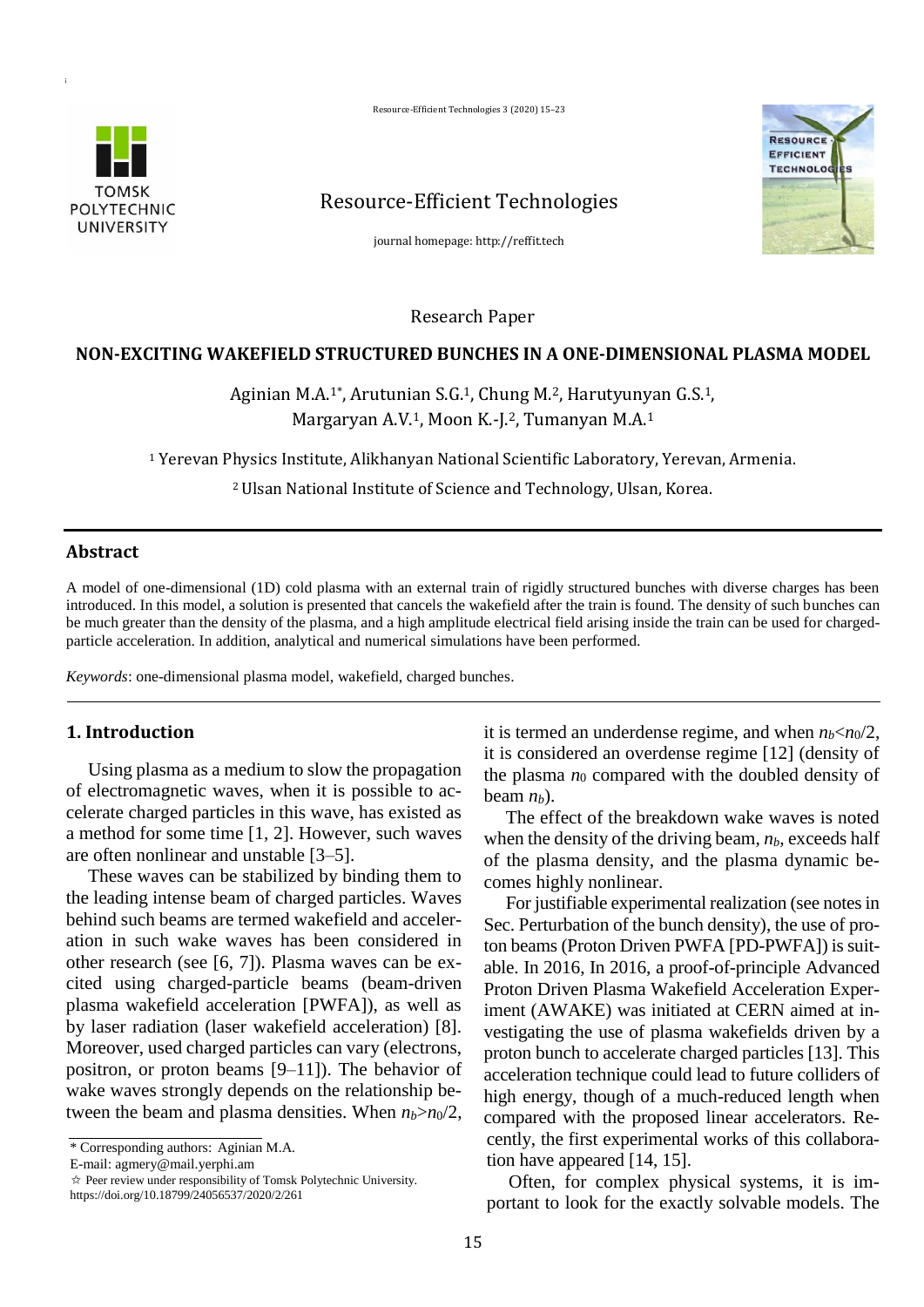Research Paper

# NON-EXCITING WAKEFIELD STRUCTURED BUNCHES IN A ONE-DIMENSIONAL PLASMA MODEL

Aginian M.A.[1*], Arutunian S.G.[1], Chung M.[2], Harutyunyan G.S.[1], Margaryan A.V.[1], Moon K.-J.[2], Tumanyan M.A.[1]

[1] Yerevan Physics Institute, Alikhanyan National Scientific Laboratory, Yerevan, Armenia.

[2] Ulsan National Institute of Science and Technology, Ulsan, Korea.

## Abstract

A model of one-dimensional (1D) cold plasma with an external train of rigidly structured bunches with diverse charges has been introduced. In this model, a solution is presented that cancels the wakefield after the train is found. The density of such bunches can be much greater than the density of the plasma, and a high amplitude electrical field arising inside the train can be used for charged-particle acceleration. In addition, analytical and numerical simulations have been performed.

*Keywords*: one-dimensional plasma model, wakefield, charged bunches.

## 1. Introduction

Using plasma as a medium to slow the propagation of electromagnetic waves, when it is possible to accelerate charged particles in this wave, has existed as a method for some time [1, 2]. However, such waves are often nonlinear and unstable [3–5].

These waves can be stabilized by binding them to the leading intense beam of charged particles. Waves behind such beams are termed wakefield and acceleration in such wake waves has been considered in other research (see [6, 7]). Plasma waves can be excited using charged-particle beams (beam-driven plasma wakefield acceleration [PWFA]), as well as by laser radiation (laser wakefield acceleration) [8]. Moreover, used charged particles can vary (electrons, positron, or proton beams [9–11]). The behavior of wake waves strongly depends on the relationship between the beam and plasma densities. When $n_b > n_0/2$, it is termed an underdense regime, and when $n_b < n_0/2$, it is considered an overdense regime [12] (density of the plasma $n_0$ compared with the doubled density of beam $n_b$).

The effect of the breakdown wake waves is noted when the density of the driving beam, $n_b$, exceeds half of the plasma density, and the plasma dynamic becomes highly nonlinear.

For justifiable experimental realization (see notes in Sec. Perturbation of the bunch density), the use of proton beams (Proton Driven PWFA [PD-PWFA]) is suitable. In 2016, In 2016, a proof-of-principle Advanced Proton Driven Plasma Wakefield Acceleration Experiment (AWAKE) was initiated at CERN aimed at investigating the use of plasma wakefields driven by a proton bunch to accelerate charged particles [13]. This acceleration technique could lead to future colliders of high energy, though of a much-reduced length when compared with the proposed linear accelerators. Recently, the first experimental works of this collaboration have appeared [14, 15].

Often, for complex physical systems, it is important to look for the exactly solvable models. The

* Corresponding authors: Aginian M.A.
E-mail: agmery@mail.yerphi.am
☆ Peer review under responsibility of Tomsk Polytechnic University.
https://doi.org/10.18799/24056537/2020/2/261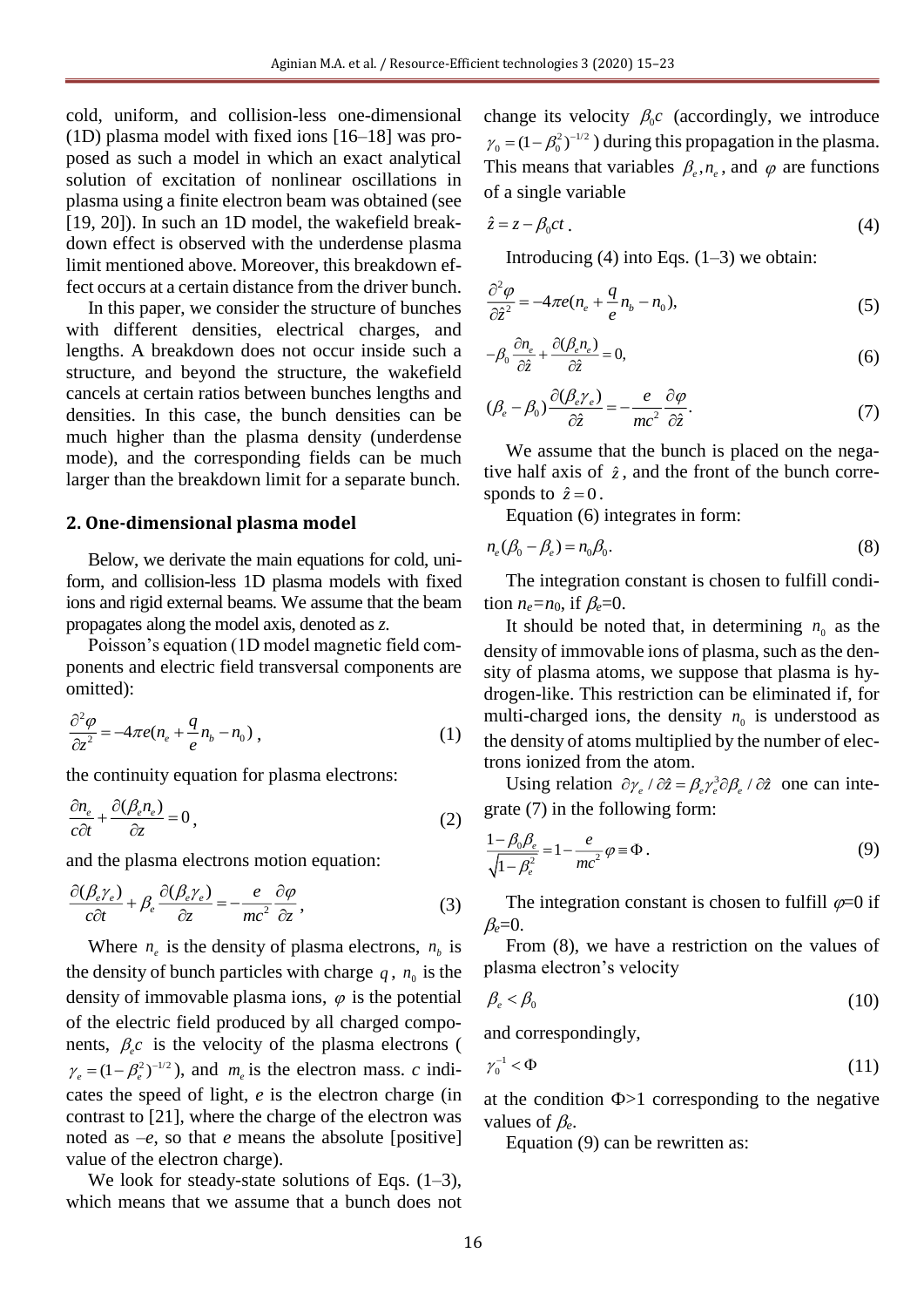cold, uniform, and collision-less one-dimensional (1D) plasma model with fixed ions [16–18] was proposed as such a model in which an exact analytical solution of excitation of nonlinear oscillations in plasma using a finite electron beam was obtained (see [19, 20]). In such an 1D model, the wakefield breakdown effect is observed with the underdense plasma limit mentioned above. Moreover, this breakdown effect occurs at a certain distance from the driver bunch.

In this paper, we consider the structure of bunches with different densities, electrical charges, and lengths. A breakdown does not occur inside such a structure, and beyond the structure, the wakefield cancels at certain ratios between bunches lengths and densities. In this case, the bunch densities can be much higher than the plasma density (underdense mode), and the corresponding fields can be much larger than the breakdown limit for a separate bunch.

## 2. One-dimensional plasma model

Below, we derivate the main equations for cold, uniform, and collision-less 1D plasma models with fixed ions and rigid external beams. We assume that the beam propagates along the model axis, denoted as $z$.

Poisson's equation (1D model magnetic field components and electric field transversal components are omitted):

$$\frac{\partial^2 \varphi}{\partial z^2} = -4\pi e(n_e + \frac{q}{e} n_b - n_0) \,, \tag{1}$$

the continuity equation for plasma electrons:

$$\frac{\partial n_e}{c\partial t} + \frac{\partial(\beta_e n_e)}{\partial z} = 0 \,, \tag{2}$$

and the plasma electrons motion equation:

$$\frac{\partial(\beta_e \gamma_e)}{c\partial t} + \beta_e \frac{\partial(\beta_e \gamma_e)}{\partial z} = -\frac{e}{mc^2}\frac{\partial \varphi}{\partial z} \,, \tag{3}$$

Where $n_e$ is the density of plasma electrons, $n_b$ is the density of bunch particles with charge $q$, $n_0$ is the density of immovable plasma ions, $\varphi$ is the potential of the electric field produced by all charged components, $\beta_e c$ is the velocity of the plasma electrons ($\gamma_e = (1-\beta_e^2)^{-1/2}$), and $m_e$ is the electron mass. $c$ indicates the speed of light, $e$ is the electron charge (in contrast to [21], where the charge of the electron was noted as $-e$, so that $e$ means the absolute [positive] value of the electron charge).

We look for steady-state solutions of Eqs. (1–3), which means that we assume that a bunch does not change its velocity $\beta_0 c$ (accordingly, we introduce $\gamma_0 = (1-\beta_0^2)^{-1/2}$) during this propagation in the plasma. This means that variables $\beta_e, n_e$, and $\varphi$ are functions of a single variable

$$\hat{z} = z - \beta_0 ct \,. \tag{4}$$

Introducing (4) into Eqs. (1–3) we obtain:

$$\frac{\partial^2 \varphi}{\partial \hat{z}^2} = -4\pi e(n_e + \frac{q}{e} n_b - n_0), \tag{5}$$

$$-\beta_0 \frac{\partial n_e}{\partial \hat{z}} + \frac{\partial(\beta_e n_e)}{\partial \hat{z}} = 0, \tag{6}$$

$$(\beta_e - \beta_0)\frac{\partial(\beta_e \gamma_e)}{\partial \hat{z}} = -\frac{e}{mc^2}\frac{\partial \varphi}{\partial \hat{z}}. \tag{7}$$

We assume that the bunch is placed on the negative half axis of $\hat{z}$, and the front of the bunch corresponds to $\hat{z} = 0$.

Equation (6) integrates in form:

$$n_e(\beta_0 - \beta_e) = n_0 \beta_0. \tag{8}$$

The integration constant is chosen to fulfill condition $n_e = n_0$, if $\beta_e = 0$.

It should be noted that, in determining $n_0$ as the density of immovable ions of plasma, such as the density of plasma atoms, we suppose that plasma is hydrogen-like. This restriction can be eliminated if, for multi-charged ions, the density $n_0$ is understood as the density of atoms multiplied by the number of electrons ionized from the atom.

Using relation $\partial \gamma_e / \partial \hat{z} = \beta_e \gamma_e^3 \partial \beta_e / \partial \hat{z}$ one can integrate (7) in the following form:

$$\frac{1 - \beta_0 \beta_e}{\sqrt{1 - \beta_e^2}} = 1 - \frac{e}{mc^2}\varphi \equiv \Phi \,. \tag{9}$$

The integration constant is chosen to fulfill $\varphi = 0$ if $\beta_e = 0$.

From (8), we have a restriction on the values of plasma electron's velocity

$$\beta_e < \beta_0 \tag{10}$$

and correspondingly,

$$\gamma_0^{-1} < \Phi \tag{11}$$

at the condition $\Phi > 1$ corresponding to the negative values of $\beta_e$.

Equation (9) can be rewritten as: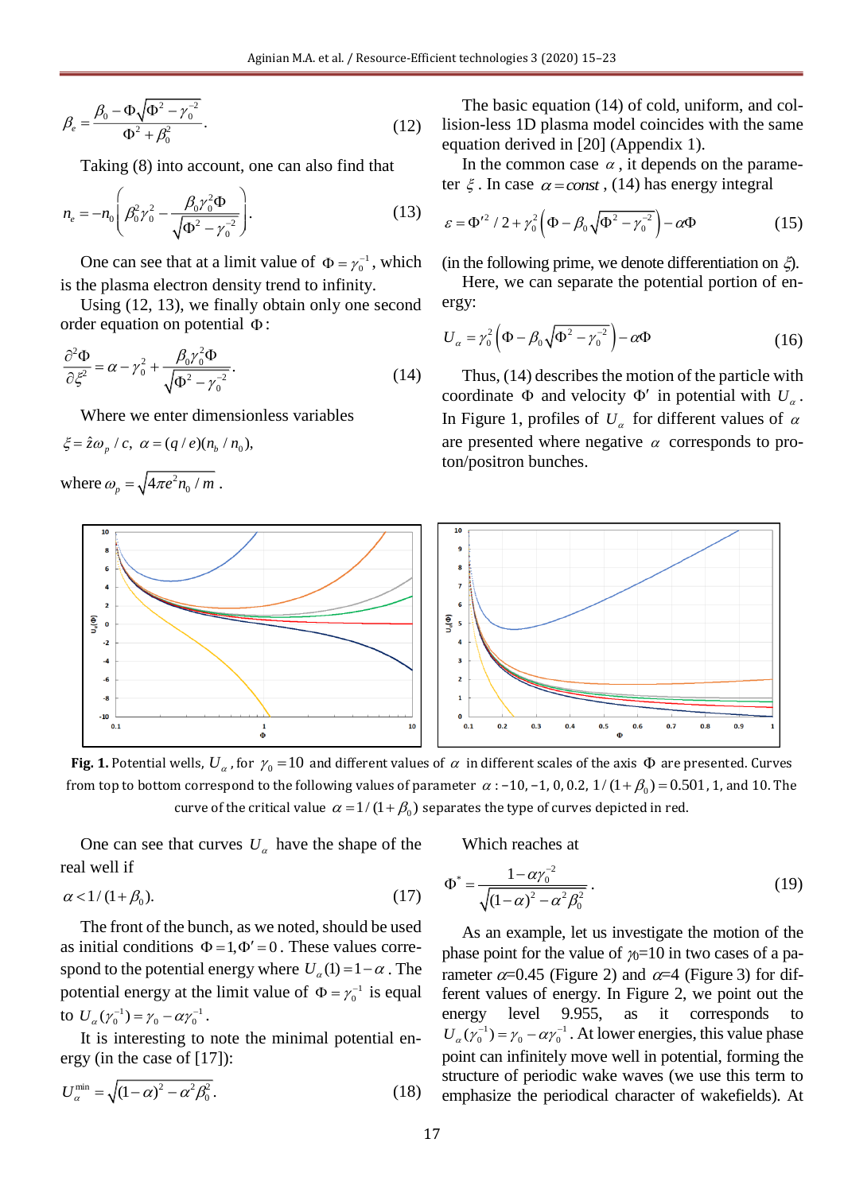$$\beta_e = \frac{\beta_0 - \Phi\sqrt{\Phi^2 - \gamma_0^{-2}}}{\Phi^2 + \beta_0^2}. \tag{12}$$

Taking (8) into account, one can also find that

$$n_e = -n_0\left(\beta_0^2\gamma_0^2 - \frac{\beta_0\gamma_0^2\Phi}{\sqrt{\Phi^2 - \gamma_0^{-2}}}\right). \tag{13}$$

One can see that at a limit value of $\Phi = \gamma_0^{-1}$, which is the plasma electron density trend to infinity.

Using (12, 13), we finally obtain only one second order equation on potential $\Phi$:

$$\frac{\partial^2\Phi}{\partial\xi^2} = \alpha - \gamma_0^2 + \frac{\beta_0\gamma_0^2\Phi}{\sqrt{\Phi^2 - \gamma_0^{-2}}}. \tag{14}$$

Where we enter dimensionless variables

$\xi = \hat{z}\omega_p / c,\ \alpha = (q/e)(n_b/n_0),$

where $\omega_p = \sqrt{4\pi e^2 n_0 / m}$.

The basic equation (14) of cold, uniform, and collision-less 1D plasma model coincides with the same equation derived in [20] (Appendix 1).

In the common case $\alpha$, it depends on the parameter $\xi$. In case $\alpha = const$, (14) has energy integral

$$\varepsilon = \Phi'^2/2 + \gamma_0^2\left(\Phi - \beta_0\sqrt{\Phi^2 - \gamma_0^{-2}}\right) - \alpha\Phi \tag{15}$$

(in the following prime, we denote differentiation on $\xi$).

Here, we can separate the potential portion of energy:

$$U_\alpha = \gamma_0^2\left(\Phi - \beta_0\sqrt{\Phi^2 - \gamma_0^{-2}}\right) - \alpha\Phi \tag{16}$$

Thus, (14) describes the motion of the particle with coordinate $\Phi$ and velocity $\Phi'$ in potential with $U_\alpha$. In Figure 1, profiles of $U_\alpha$ for different values of $\alpha$ are presented where negative $\alpha$ corresponds to proton/positron bunches.

**Fig. 1.** Potential wells, $U_\alpha$, for $\gamma_0 = 10$ and different values of $\alpha$ in different scales of the axis $\Phi$ are presented. Curves from top to bottom correspond to the following values of parameter $\alpha$: −10, −1, 0, 0.2, $1/(1+\beta_0) = 0.501$, 1, and 10. The curve of the critical value $\alpha = 1/(1+\beta_0)$ separates the type of curves depicted in red.

One can see that curves $U_\alpha$ have the shape of the real well if

$$\alpha < 1/(1+\beta_0). \tag{17}$$

The front of the bunch, as we noted, should be used as initial conditions $\Phi = 1, \Phi' = 0$. These values correspond to the potential energy where $U_\alpha(1) = 1 - \alpha$. The potential energy at the limit value of $\Phi = \gamma_0^{-1}$ is equal to $U_\alpha(\gamma_0^{-1}) = \gamma_0 - \alpha\gamma_0^{-1}$.

It is interesting to note the minimal potential energy (in the case of [17]):

$$U_\alpha^{\min} = \sqrt{(1-\alpha)^2 - \alpha^2\beta_0^2}. \tag{18}$$

Which reaches at

$$\Phi^* = \frac{1 - \alpha\gamma_0^{-2}}{\sqrt{(1-\alpha)^2 - \alpha^2\beta_0^2}}. \tag{19}$$

As an example, let us investigate the motion of the phase point for the value of $\gamma_0$=10 in two cases of a parameter $\alpha$=0.45 (Figure 2) and $\alpha$=4 (Figure 3) for different values of energy. In Figure 2, we point out the energy level 9.955, as it corresponds to $U_\alpha(\gamma_0^{-1}) = \gamma_0 - \alpha\gamma_0^{-1}$. At lower energies, this value phase point can infinitely move well in potential, forming the structure of periodic wake waves (we use this term to emphasize the periodical character of wakefields). At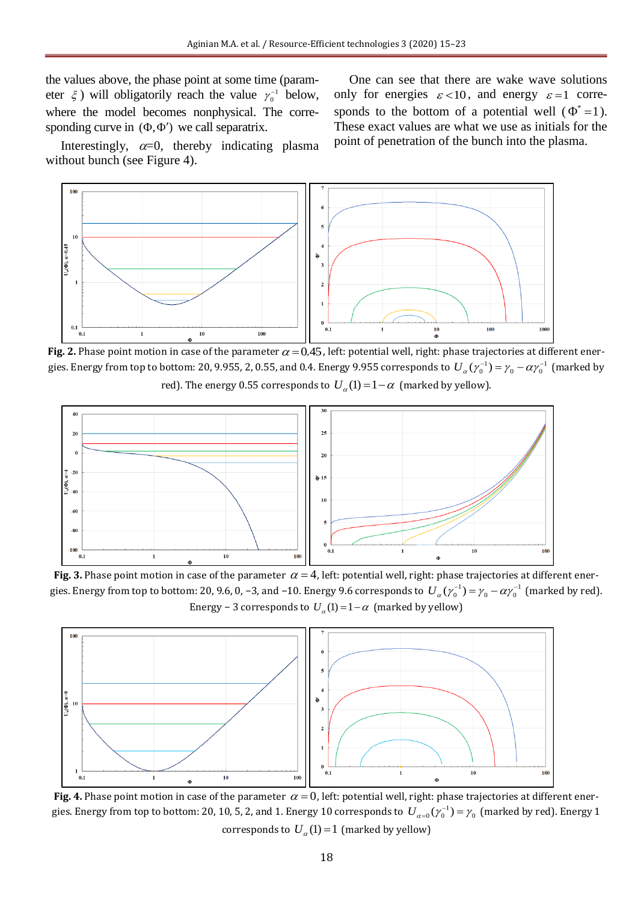the values above, the phase point at some time (parameter $\xi$) will obligatorily reach the value $\gamma_0^{-1}$ below, where the model becomes nonphysical. The corresponding curve in $(\Phi, \Phi')$ we call separatrix.

Interestingly, $\alpha$=0, thereby indicating plasma without bunch (see Figure 4).

One can see that there are wake wave solutions only for energies $\varepsilon < 10$, and energy $\varepsilon = 1$ corresponds to the bottom of a potential well ($\Phi^* = 1$). These exact values are what we use as initials for the point of penetration of the bunch into the plasma.

**Fig. 2.** Phase point motion in case of the parameter $\alpha = 0.45$, left: potential well, right: phase trajectories at different energies. Energy from top to bottom: 20, 9.955, 2, 0.55, and 0.4. Energy 9.955 corresponds to $U_\alpha(\gamma_0^{-1}) = \gamma_0 - \alpha\gamma_0^{-1}$ (marked by red). The energy 0.55 corresponds to $U_\alpha(1) = 1 - \alpha$ (marked by yellow).

**Fig. 3.** Phase point motion in case of the parameter $\alpha = 4$, left: potential well, right: phase trajectories at different energies. Energy from top to bottom: 20, 9.6, 0, −3, and −10. Energy 9.6 corresponds to $U_\alpha(\gamma_0^{-1}) = \gamma_0 - \alpha\gamma_0^{-1}$ (marked by red). Energy − 3 corresponds to $U_\alpha(1) = 1 - \alpha$ (marked by yellow)

**Fig. 4.** Phase point motion in case of the parameter $\alpha = 0$, left: potential well, right: phase trajectories at different energies. Energy from top to bottom: 20, 10, 5, 2, and 1. Energy 10 corresponds to $U_{\alpha=0}(\gamma_0^{-1}) = \gamma_0$ (marked by red). Energy 1 corresponds to $U_\alpha(1) = 1$ (marked by yellow)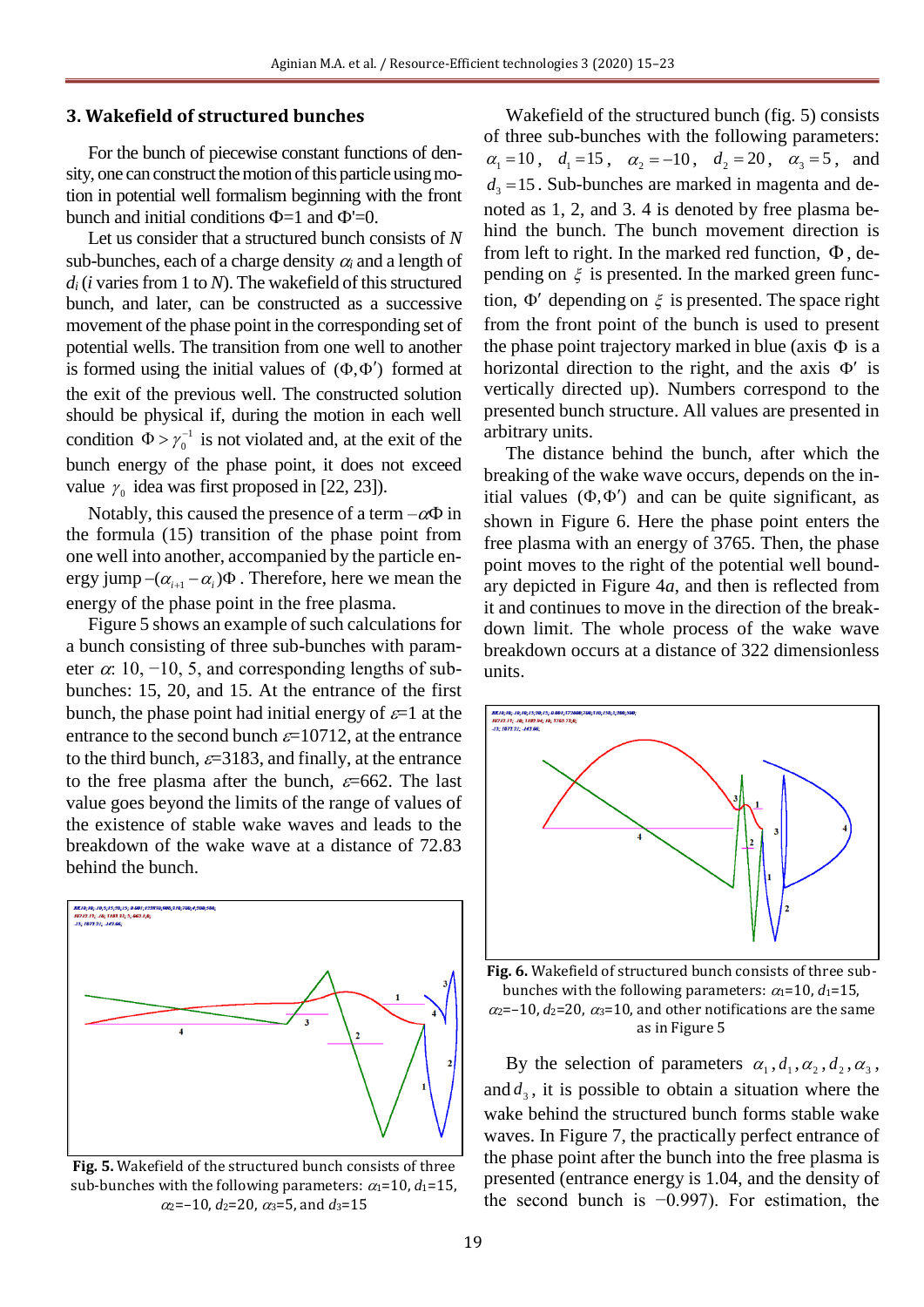## 3. Wakefield of structured bunches

For the bunch of piecewise constant functions of density, one can construct the motion of this particle using motion in potential well formalism beginning with the front bunch and initial conditions Φ=1 and Φ'=0.

Let us consider that a structured bunch consists of $N$ sub-bunches, each of a charge density $\alpha_i$ and a length of $d_i$ ($i$ varies from 1 to $N$). The wakefield of this structured bunch, and later, can be constructed as a successive movement of the phase point in the corresponding set of potential wells. The transition from one well to another is formed using the initial values of $(\Phi, \Phi')$ formed at the exit of the previous well. The constructed solution should be physical if, during the motion in each well condition $\Phi > \gamma_0^{-1}$ is not violated and, at the exit of the bunch energy of the phase point, it does not exceed value $\gamma_0$ idea was first proposed in [22, 23]).

Notably, this caused the presence of a term $-\alpha\Phi$ in the formula (15) transition of the phase point from one well into another, accompanied by the particle energy jump $-(\alpha_{i+1} - \alpha_i)\Phi$. Therefore, here we mean the energy of the phase point in the free plasma.

Figure 5 shows an example of such calculations for a bunch consisting of three sub-bunches with parameter $\alpha$: 10, −10, 5, and corresponding lengths of sub-bunches: 15, 20, and 15. At the entrance of the first bunch, the phase point had initial energy of $\varepsilon$=1 at the entrance to the second bunch $\varepsilon$=10712, at the entrance to the third bunch, $\varepsilon$=3183, and finally, at the entrance to the free plasma after the bunch, $\varepsilon$=662. The last value goes beyond the limits of the range of values of the existence of stable wake waves and leads to the breakdown of the wake wave at a distance of 72.83 behind the bunch.

**Fig. 5.** Wakefield of the structured bunch consists of three sub-bunches with the following parameters: $\alpha_1$=10, $d_1$=15, $\alpha_2$=−10, $d_2$=20, $\alpha_3$=5, and $d_3$=15

Wakefield of the structured bunch (fig. 5) consists of three sub-bunches with the following parameters: $\alpha_1 = 10$, $d_1 = 15$, $\alpha_2 = -10$, $d_2 = 20$, $\alpha_3 = 5$, and $d_3 = 15$. Sub-bunches are marked in magenta and denoted as 1, 2, and 3. 4 is denoted by free plasma behind the bunch. The bunch movement direction is from left to right. In the marked red function, Φ, depending on $\xi$ is presented. In the marked green function, Φ′ depending on $\xi$ is presented. The space right from the front point of the bunch is used to present the phase point trajectory marked in blue (axis Φ is a horizontal direction to the right, and the axis Φ′ is vertically directed up). Numbers correspond to the presented bunch structure. All values are presented in arbitrary units.

The distance behind the bunch, after which the breaking of the wake wave occurs, depends on the initial values $(\Phi, \Phi')$ and can be quite significant, as shown in Figure 6. Here the phase point enters the free plasma with an energy of 3765. Then, the phase point moves to the right of the potential well boundary depicted in Figure 4*a*, and then is reflected from it and continues to move in the direction of the breakdown limit. The whole process of the wake wave breakdown occurs at a distance of 322 dimensionless units.

**Fig. 6.** Wakefield of structured bunch consists of three sub-bunches with the following parameters: $\alpha_1$=10, $d_1$=15, $\alpha_2$=−10, $d_2$=20, $\alpha_3$=10, and other notifications are the same as in Figure 5

By the selection of parameters $\alpha_1, d_1, \alpha_2, d_2, \alpha_3$, and $d_3$, it is possible to obtain a situation where the wake behind the structured bunch forms stable wake waves. In Figure 7, the practically perfect entrance of the phase point after the bunch into the free plasma is presented (entrance energy is 1.04, and the density of the second bunch is −0.997). For estimation, the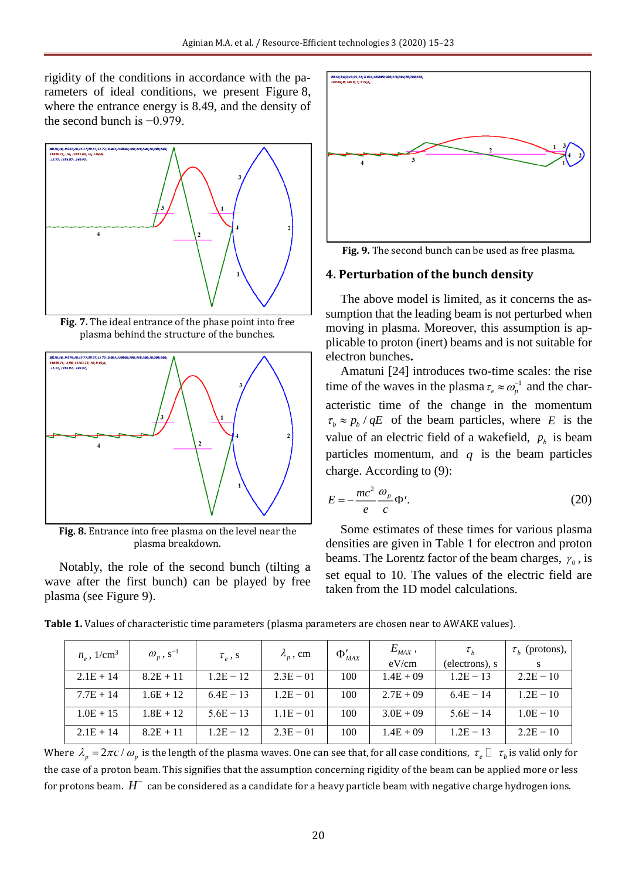rigidity of the conditions in accordance with the parameters of ideal conditions, we present Figure 8, where the entrance energy is 8.49, and the density of the second bunch is −0.979.

**Fig. 7.** The ideal entrance of the phase point into free plasma behind the structure of the bunches.

**Fig. 8.** Entrance into free plasma on the level near the plasma breakdown.

Notably, the role of the second bunch (tilting a wave after the first bunch) can be played by free plasma (see Figure 9).

**Fig. 9.** The second bunch can be used as free plasma.

## 4. Perturbation of the bunch density

The above model is limited, as it concerns the assumption that the leading beam is not perturbed when moving in plasma. Moreover, this assumption is applicable to proton (inert) beams and is not suitable for electron bunches**.**

Amatuni [24] introduces two-time scales: the rise time of the waves in the plasma $\tau_e \approx \omega_p^{-1}$ and the characteristic time of the change in the momentum $\tau_b \approx p_b / qE$ of the beam particles, where $E$ is the value of an electric field of a wakefield, $p_b$ is beam particles momentum, and $q$ is the beam particles charge. According to (9):

$$E = -\frac{mc^2}{e}\frac{\omega_p}{c}\Phi'. \tag{20}$$

Some estimates of these times for various plasma densities are given in Table 1 for electron and proton beams. The Lorentz factor of the beam charges, $\gamma_0$, is set equal to 10. The values of the electric field are taken from the 1D model calculations.

**Table 1.** Values of characteristic time parameters (plasma parameters are chosen near to AWAKE values).

| $n_e$, 1/cm$^3$ | $\omega_p$, s$^{-1}$ | $\tau_e$, s | $\lambda_p$, cm | $\Phi'_{MAX}$ | $E_{MAX}$, eV/cm | $\tau_b$ (electrons), s | $\tau_b$ (protons), s |
|---|---|---|---|---|---|---|---|
| 2.1E + 14 | 8.2E + 11 | 1.2E − 12 | 2.3E − 01 | 100 | 1.4E + 09 | 1.2E − 13 | 2.2E − 10 |
| 7.7E + 14 | 1.6E + 12 | 6.4E − 13 | 1.2E − 01 | 100 | 2.7E + 09 | 6.4E − 14 | 1.2E − 10 |
| 1.0E + 15 | 1.8E + 12 | 5.6E − 13 | 1.1E − 01 | 100 | 3.0E + 09 | 5.6E − 14 | 1.0E − 10 |
| 2.1E + 14 | 8.2E + 11 | 1.2E − 12 | 2.3E − 01 | 100 | 1.4E + 09 | 1.2E − 13 | 2.2E − 10 |

Where $\lambda_p = 2\pi c / \omega_p$ is the length of the plasma waves. One can see that, for all case conditions, $\tau_e \ll \tau_b$ is valid only for the case of a proton beam. This signifies that the assumption concerning rigidity of the beam can be applied more or less for protons beam. $H^-$ can be considered as a candidate for a heavy particle beam with negative charge hydrogen ions.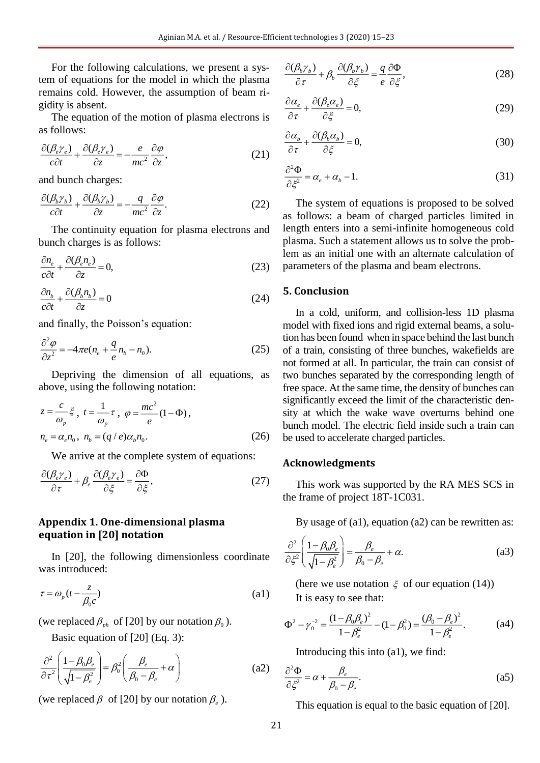For the following calculations, we present a system of equations for the model in which the plasma remains cold. However, the assumption of beam rigidity is absent.

The equation of the motion of plasma electrons is as follows:

$$\frac{\partial(\beta_e\gamma_e)}{c\partial t}+\frac{\partial(\beta_e\gamma_e)}{\partial z}=-\frac{e}{mc^2}\frac{\partial\varphi}{\partial z}, \tag{21}$$

and bunch charges:

$$\frac{\partial(\beta_b\gamma_b)}{c\partial t}+\frac{\partial(\beta_b\gamma_b)}{\partial z}=-\frac{q}{mc^2}\frac{\partial\varphi}{\partial z}. \tag{22}$$

The continuity equation for plasma electrons and bunch charges is as follows:

$$\frac{\partial n_e}{c\partial t}+\frac{\partial(\beta_e n_e)}{\partial z}=0, \tag{23}$$

$$\frac{\partial n_b}{c\partial t}+\frac{\partial(\beta_b n_b)}{\partial z}=0 \tag{24}$$

and finally, the Poisson's equation:

$$\frac{\partial^2\varphi}{\partial z^2}=-4\pi e(n_e+\frac{q}{e}n_b-n_0). \tag{25}$$

Depriving the dimension of all equations, as above, using the following notation:

$$z=\frac{c}{\omega_p}\xi,\ t=\frac{1}{\omega_p}\tau,\ \varphi=\frac{mc^2}{e}(1-\Phi),$$
$$n_e=\alpha_e n_0,\ n_b=(q/e)\alpha_b n_0. \tag{26}$$

We arrive at the complete system of equations:

$$\frac{\partial(\beta_e\gamma_e)}{\partial\tau}+\beta_e\frac{\partial(\beta_e\gamma_e)}{\partial\xi}=\frac{\partial\Phi}{\partial\xi}, \tag{27}$$

$$\frac{\partial(\beta_b\gamma_b)}{\partial\tau}+\beta_b\frac{\partial(\beta_b\gamma_b)}{\partial\xi}=\frac{q}{e}\frac{\partial\Phi}{\partial\xi}, \tag{28}$$

$$\frac{\partial\alpha_e}{\partial\tau}+\frac{\partial(\beta_e\alpha_e)}{\partial\xi}=0, \tag{29}$$

$$\frac{\partial\alpha_b}{\partial\tau}+\frac{\partial(\beta_b\alpha_b)}{\partial\xi}=0, \tag{30}$$

$$\frac{\partial^2\Phi}{\partial\xi^2}=\alpha_e+\alpha_b-1. \tag{31}$$

The system of equations is proposed to be solved as follows: a beam of charged particles limited in length enters into a semi-infinite homogeneous cold plasma. Such a statement allows us to solve the problem as an initial one with an alternate calculation of parameters of the plasma and beam electrons.

## 5. Conclusion

In a cold, uniform, and collision-less 1D plasma model with fixed ions and rigid external beams, a solution has been found when in space behind the last bunch of a train, consisting of three bunches, wakefields are not formed at all. In particular, the train can consist of two bunches separated by the corresponding length of free space. At the same time, the density of bunches can significantly exceed the limit of the characteristic density at which the wake wave overturns behind one bunch model. The electric field inside such a train can be used to accelerate charged particles.

## Acknowledgments

This work was supported by the RA MES SCS in the frame of project 18T-1C031.

## Appendix 1. One-dimensional plasma equation in [20] notation

In [20], the following dimensionless coordinate was introduced:

$$\tau=\omega_p(t-\frac{z}{\beta_0 c}) \tag{a1}$$

(we replaced $\beta_{ph}$ of [20] by our notation $\beta_0$).

Basic equation of [20] (Eq. 3):

$$\frac{\partial^2}{\partial\tau^2}\left(\frac{1-\beta_0\beta_e}{\sqrt{1-\beta_e^2}}\right)=\beta_0^2\left(\frac{\beta_e}{\beta_0-\beta_e}+\alpha\right) \tag{a2}$$

(we replaced $\beta$ of [20] by our notation $\beta_e$).

By usage of (a1), equation (a2) can be rewritten as:

$$\frac{\partial^2}{\partial\xi^2}\left(\frac{1-\beta_0\beta_e}{\sqrt{1-\beta_e^2}}\right)=\frac{\beta_e}{\beta_0-\beta_e}+\alpha. \tag{a3}$$

(here we use notation $\xi$ of our equation (14))

It is easy to see that:

$$\Phi^2-\gamma_0^{-2}=\frac{(1-\beta_0\beta_e)^2}{1-\beta_e^2}-(1-\beta_0^2)=\frac{(\beta_0-\beta_e)^2}{1-\beta_e^2}. \tag{a4}$$

Introducing this into (a1), we find:

$$\frac{\partial^2\Phi}{\partial\xi^2}=\alpha+\frac{\beta_e}{\beta_0-\beta_e}. \tag{a5}$$

This equation is equal to the basic equation of [20].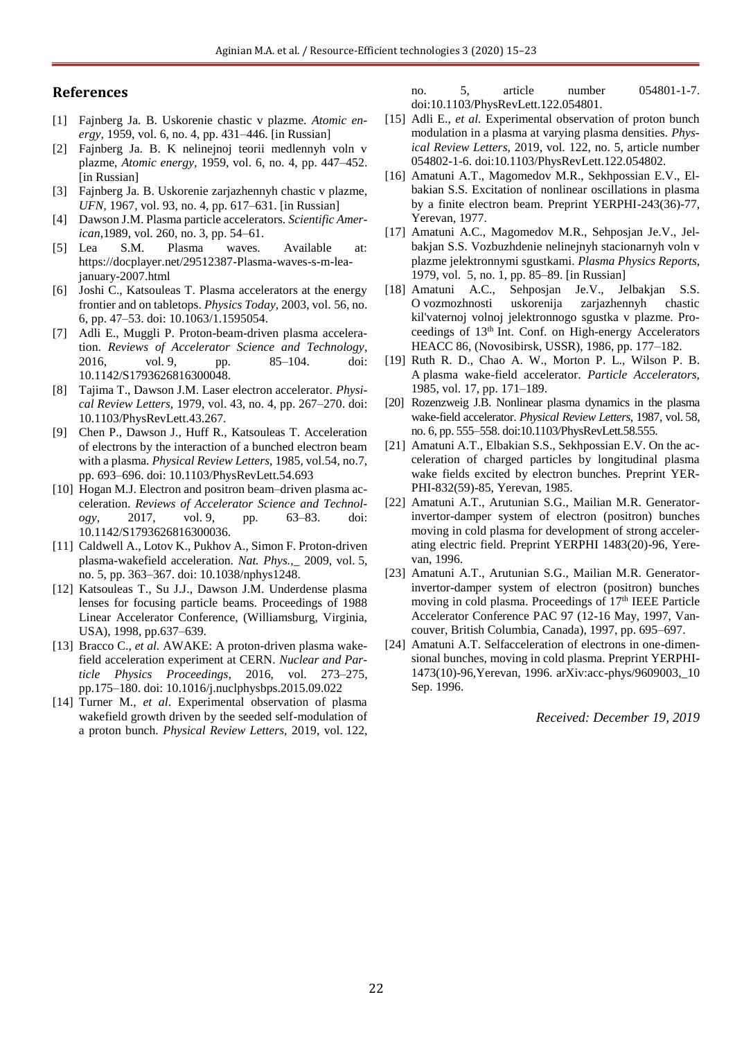## References

[1] Fajnberg Ja. B. Uskorenie chastic v plazme. *Atomic energy,* 1959, vol. 6, no. 4, pp. 431–446. [in Russian]

[2] Fajnberg Ja. B. K nelinejnoj teorii medlennyh voln v plazme, *Atomic energy,* 1959, vol. 6, no. 4, pp. 447–452. [in Russian]

[3] Fajnberg Ja. B. Uskorenie zarjazhennyh chastic v plazme, *UFN,* 1967, vol. 93, no. 4, pp. 617–631. [in Russian]

[4] Dawson J.M. Plasma particle accelerators. *Scientific American,*1989, vol. 260, no. 3, pp. 54–61.

[5] Lea S.M. Plasma waves. Available at: https://docplayer.net/29512387-Plasma-waves-s-m-lea-january-2007.html

[6] Joshi C., Katsouleas T. Plasma accelerators at the energy frontier and on tabletops. *Physics Today,* 2003, vol. 56, no. 6, pp. 47–53. doi: 10.1063/1.1595054.

[7] Adli E., Muggli P. Proton-beam-driven plasma acceleration. *Reviews of Accelerator Science and Technology*, 2016, vol. 9, pp. 85–104. doi: 10.1142/S1793626816300048.

[8] Tajima T., Dawson J.M. Laser electron accelerator. *Physical Review Letters,* 1979, vol. 43, no. 4, pp. 267–270. doi: 10.1103/PhysRevLett.43.267.

[9] Chen P., Dawson J., Huff R., Katsouleas T. Acceleration of electrons by the interaction of a bunched electron beam with a plasma. *Physical Review Letters,* 1985, vol.54, no.7, pp. 693–696. doi: 10.1103/PhysRevLett.54.693

[10] Hogan M.J. Electron and positron beam–driven plasma acceleration. *Reviews of Accelerator Science and Technology,* 2017, vol. 9, pp. 63–83. doi: 10.1142/S1793626816300036.

[11] Caldwell A., Lotov K., Pukhov A., Simon F. Proton-driven plasma-wakefield acceleration. *Nat. Phys.,*_ 2009, vol. 5, no. 5, pp. 363–367. doi: 10.1038/nphys1248.

[12] Katsouleas T., Su J.J., Dawson J.M. Underdense plasma lenses for focusing particle beams. Proceedings of 1988 Linear Accelerator Conference, (Williamsburg, Virginia, USA), 1998, pp.637–639.

[13] Bracco C., *et al.* AWAKE: A proton-driven plasma wakefield acceleration experiment at CERN. *Nuclear and Particle Physics Proceedings,* 2016, vol. 273–275, pp.175–180. doi: 10.1016/j.nuclphysbps.2015.09.022

[14] Turner M., *et al*. Experimental observation of plasma wakefield growth driven by the seeded self-modulation of a proton bunch. *Physical Review Letters,* 2019, vol. 122, no. 5, article number 054801-1-7. doi:10.1103/PhysRevLett.122.054801.

[15] Adli E., *et al.* Experimental observation of proton bunch modulation in a plasma at varying plasma densities. *Physical Review Letters,* 2019, vol. 122, no. 5, article number 054802-1-6. doi:10.1103/PhysRevLett.122.054802.

[16] Amatuni A.T., Magomedov M.R., Sekhpossian E.V., Elbakian S.S. Excitation of nonlinear oscillations in plasma by a finite electron beam. Preprint YERPHI-243(36)-77, Yerevan, 1977.

[17] Amatuni A.C., Magomedov M.R., Sehposjan Je.V., Jelbakjan S.S. Vozbuzhdenie nelinejnyh stacionarnyh voln v plazme jelektronnymi sgustkami. *Plasma Physics Reports,* 1979, vol. 5, no. 1, pp. 85–89. [in Russian]

[18] Amatuni A.C., Sehposjan Je.V., Jelbakjan S.S. O vozmozhnosti uskorenija zarjazhennyh chastic kil'vaternoj volnoj jelektronnogo sgustka v plazme. Proceedings of 13th Int. Conf. on High-energy Accelerators HEACC 86, (Novosibirsk, USSR), 1986, pp. 177–182.

[19] Ruth R. D., Chao A. W., Morton P. L., Wilson P. B. A plasma wake-field accelerator. *Particle Accelerators,* 1985, vol. 17, pp. 171–189.

[20] Rozenzweig J.B. Nonlinear plasma dynamics in the plasma wake-field accelerator. *Physical Review Letters,* 1987, vol. 58, no. 6, pp. 555–558. doi:10.1103/PhysRevLett.58.555.

[21] Amatuni A.T., Elbakian S.S., Sekhpossian E.V. On the acceleration of charged particles by longitudinal plasma wake fields excited by electron bunches. Preprint YERPHI-832(59)-85, Yerevan, 1985.

[22] Amatuni A.T., Arutunian S.G., Mailian M.R. Generator-invertor-damper system of electron (positron) bunches moving in cold plasma for development of strong accelerating electric field. Preprint YERPHI 1483(20)-96, Yerevan, 1996.

[23] Amatuni A.T., Arutunian S.G., Mailian M.R. Generator-invertor-damper system of electron (positron) bunches moving in cold plasma. Proceedings of 17th IEEE Particle Accelerator Conference PAC 97 (12-16 May, 1997, Vancouver, British Columbia, Canada), 1997, pp. 695–697.

[24] Amatuni A.T. Selfacceleration of electrons in one-dimensional bunches, moving in cold plasma. Preprint YERPHI-1473(10)-96,Yerevan, 1996. arXiv:acc-phys/9609003,_10 Sep. 1996.

*Received: December 19, 2019*